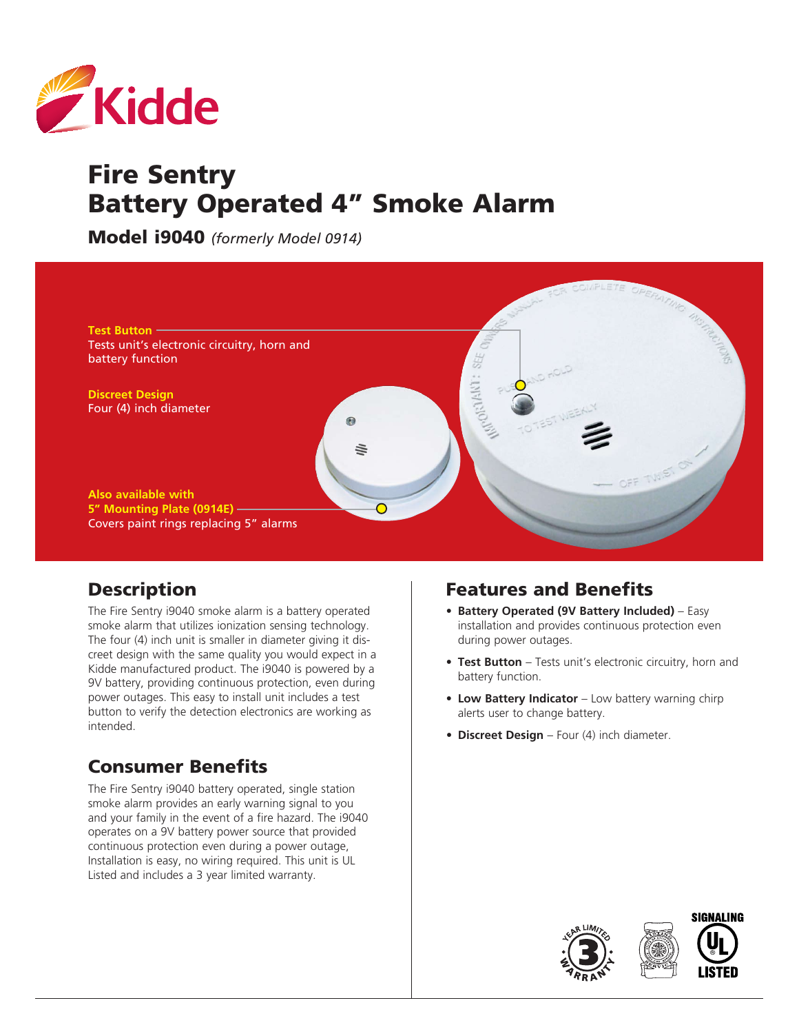Kidde

# Fire Sentry
# Battery Operated 4" Smoke Alarm

**Model i9040** *(formerly Model 0914)*

**Test Button**
Tests unit's electronic circuitry, horn and battery function

**Discreet Design**
Four (4) inch diameter

**Also available with 5" Mounting Plate (0914E)**
Covers paint rings replacing 5" alarms

## Description

The Fire Sentry i9040 smoke alarm is a battery operated smoke alarm that utilizes ionization sensing technology. The four (4) inch unit is smaller in diameter giving it discreet design with the same quality you would expect in a Kidde manufactured product. The i9040 is powered by a 9V battery, providing continuous protection, even during power outages. This easy to install unit includes a test button to verify the detection electronics are working as intended.

## Consumer Benefits

The Fire Sentry i9040 battery operated, single station smoke alarm provides an early warning signal to you and your family in the event of a fire hazard. The i9040 operates on a 9V battery power source that provided continuous protection even during a power outage, Installation is easy, no wiring required. This unit is UL Listed and includes a 3 year limited warranty.

## Features and Benefits

- **Battery Operated (9V Battery Included)** – Easy installation and provides continuous protection even during power outages.
- **Test Button** – Tests unit's electronic circuitry, horn and battery function.
- **Low Battery Indicator** – Low battery warning chirp alerts user to change battery.
- **Discreet Design** – Four (4) inch diameter.

3 YEAR LIMITED WARRANTY

SIGNALING UL LISTED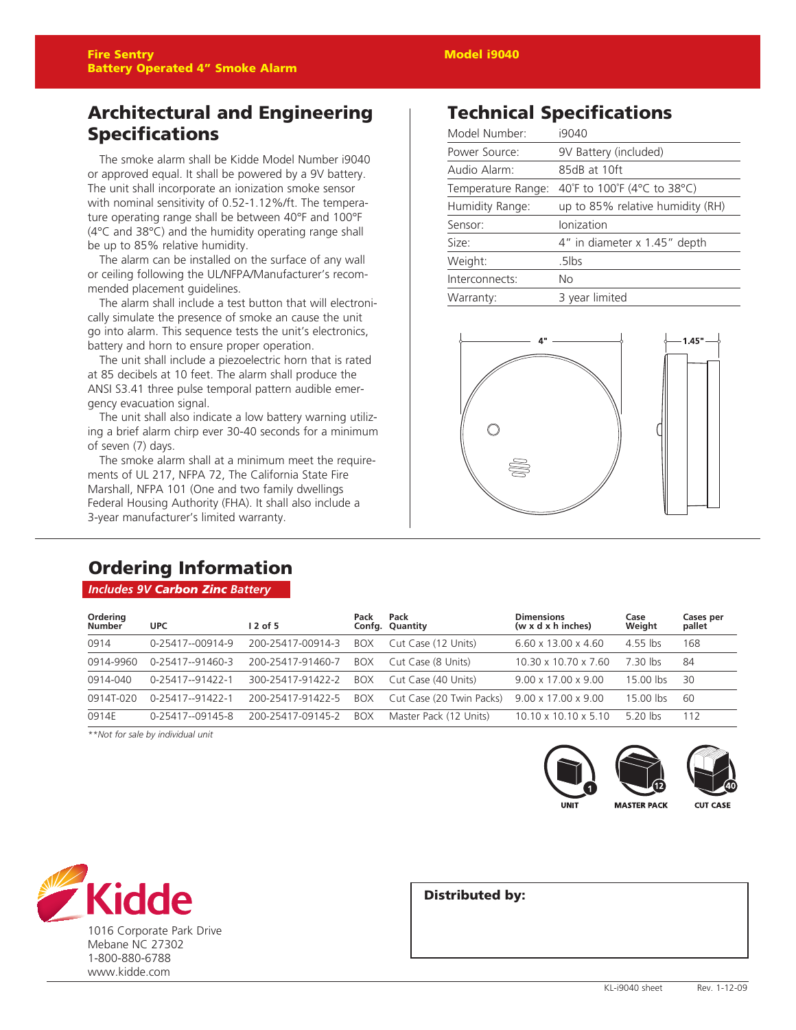**Fire Sentry**
**Battery Operated 4" Smoke Alarm**

**Model i9040**

## Architectural and Engineering Specifications

The smoke alarm shall be Kidde Model Number i9040 or approved equal. It shall be powered by a 9V battery. The unit shall incorporate an ionization smoke sensor with nominal sensitivity of 0.52-1.12%/ft. The temperature operating range shall be between 40°F and 100°F (4°C and 38°C) and the humidity operating range shall be up to 85% relative humidity.

The alarm can be installed on the surface of any wall or ceiling following the UL/NFPA/Manufacturer's recommended placement guidelines.

The alarm shall include a test button that will electronically simulate the presence of smoke an cause the unit go into alarm. This sequence tests the unit's electronics, battery and horn to ensure proper operation.

The unit shall include a piezoelectric horn that is rated at 85 decibels at 10 feet. The alarm shall produce the ANSI S3.41 three pulse temporal pattern audible emergency evacuation signal.

The unit shall also indicate a low battery warning utilizing a brief alarm chirp ever 30-40 seconds for a minimum of seven (7) days.

The smoke alarm shall at a minimum meet the requirements of UL 217, NFPA 72, The California State Fire Marshall, NFPA 101 (One and two family dwellings Federal Housing Authority (FHA). It shall also include a 3-year manufacturer's limited warranty.

## Technical Specifications

| | |
|---|---|
| Model Number: | i9040 |
| Power Source: | 9V Battery (included) |
| Audio Alarm: | 85dB at 10ft |
| Temperature Range: | 40˚F to 100˚F (4°C to 38°C) |
| Humidity Range: | up to 85% relative humidity (RH) |
| Sensor: | Ionization |
| Size: | 4" in diameter x 1.45" depth |
| Weight: | .5lbs |
| Interconnects: | No |
| Warranty: | 3 year limited |

4"

1.45"

## Ordering Information

*Includes 9V **Carbon Zinc** Battery*

| Ordering Number | UPC | I 2 of 5 | Pack Confg. | Pack Quantity | Dimensions (w x d x h inches) | Case Weight | Cases per pallet |
|---|---|---|---|---|---|---|---|
| 0914 | 0-25417--00914-9 | 200-25417-00914-3 | BOX | Cut Case (12 Units) | 6.60 x 13.00 x 4.60 | 4.55 lbs | 168 |
| 0914-9960 | 0-25417--91460-3 | 200-25417-91460-7 | BOX | Cut Case (8 Units) | 10.30 x 10.70 x 7.60 | 7.30 lbs | 84 |
| 0914-040 | 0-25417--91422-1 | 300-25417-91422-2 | BOX | Cut Case (40 Units) | 9.00 x 17.00 x 9.00 | 15.00 lbs | 30 |
| 0914T-020 | 0-25417--91422-1 | 200-25417-91422-5 | BOX | Cut Case (20 Twin Packs) | 9.00 x 17.00 x 9.00 | 15.00 lbs | 60 |
| 0914E | 0-25417--09145-8 | 200-25417-09145-2 | BOX | Master Pack (12 Units) | 10.10 x 10.10 x 5.10 | 5.20 lbs | 112 |

*\*\*Not for sale by individual unit*

1 UNIT

12 MASTER PACK

40 CUT CASE

Kidde
1016 Corporate Park Drive
Mebane NC 27302
1-800-880-6788
www.kidde.com

**Distributed by:**

KL-i9040 sheet Rev. 1-12-09